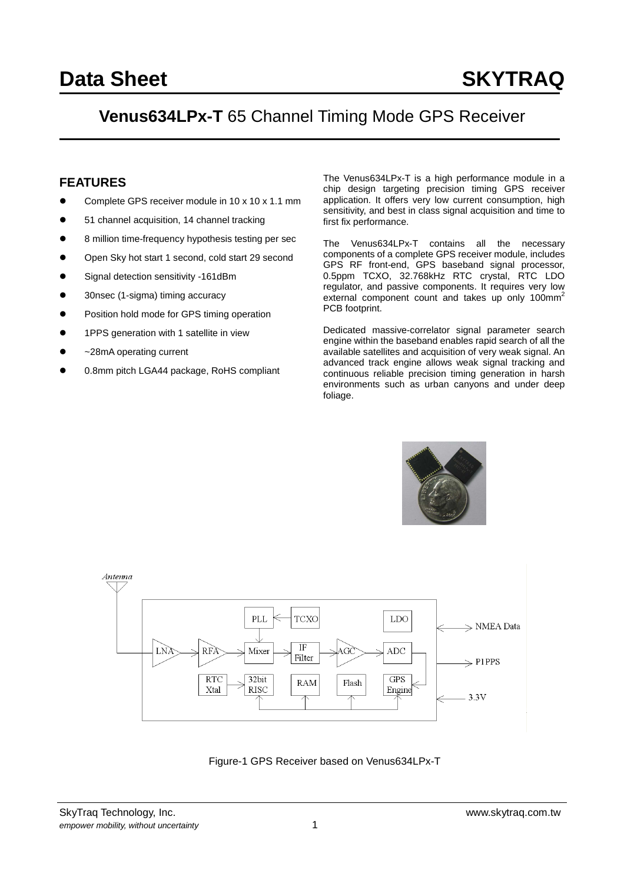# Data Sheet SKYTRAQ

## Venus634LPx-T 65 Channel Timing Mode GPS Receiver

### FEATURES

- Complete GPS receiver module in 10 x 10 x 1.1 mm
- 51 channel acquisition, 14 channel tracking
- 8 million time-frequency hypothesis testing per sec
- Open Sky hot start 1 second, cold start 29 second
- Signal detection sensitivity -161dBm
- 30nsec (1-sigma) timing accuracy
- Position hold mode for GPS timing operation
- 1PPS generation with 1 satellite in view
- ~28mA operating current
- 0.8mm pitch LGA44 package, RoHS compliant

The Venus634LPx-T is a high performance module in a chip design targeting precision timing GPS receiver application. It offers very low current consumption, high sensitivity, and best in class signal acquisition and time to first fix performance.

The Venus634LPx-T contains all the necessary components of a complete GPS receiver module, includes GPS RF front-end, GPS baseband signal processor, 0.5ppm TCXO, 32.768kHz RTC crystal, RTC LDO regulator, and passive components. It requires very low external component count and takes up only 100mm[2] PCB footprint.

Dedicated massive-correlator signal parameter search engine within the baseband enables rapid search of all the available satellites and acquisition of very weak signal. An advanced track engine allows weak signal tracking and continuous reliable precision timing generation in harsh environments such as urban canyons and under deep foliage.

Figure-1 GPS Receiver based on Venus634LPx-T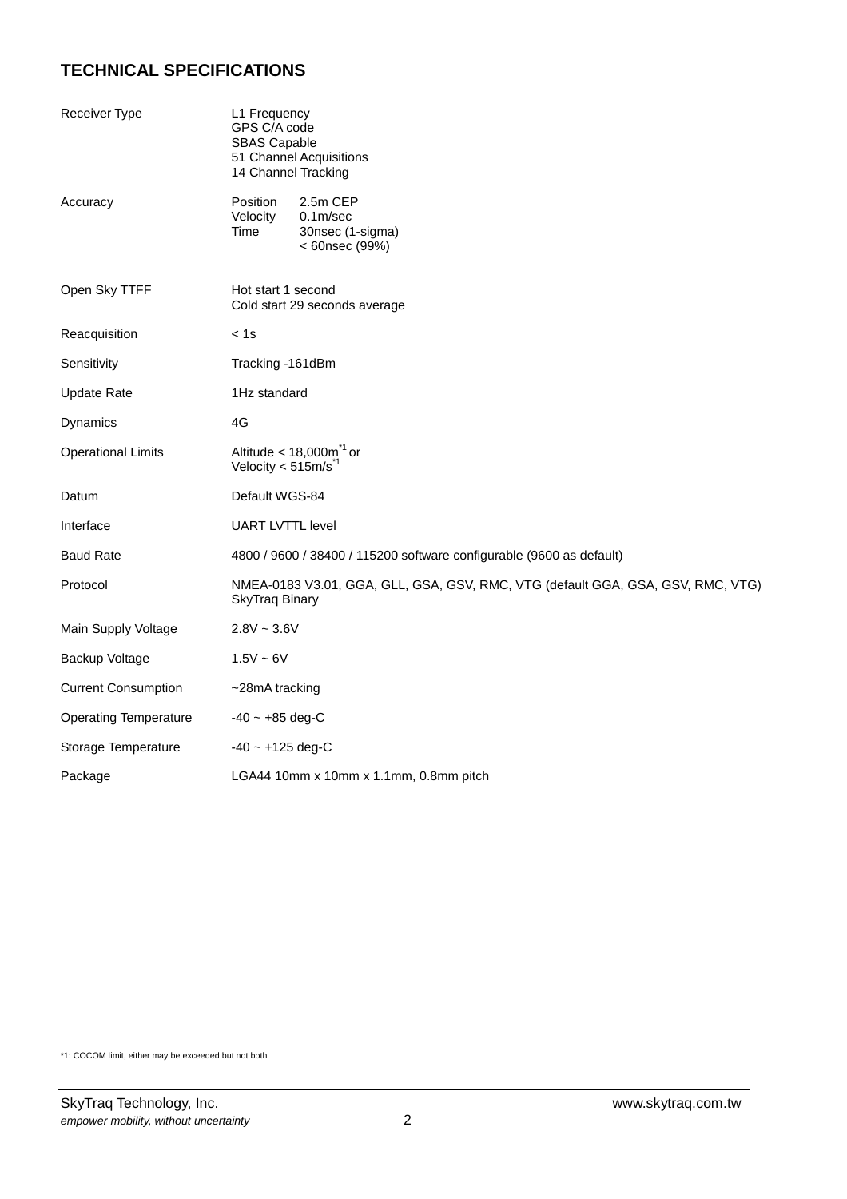## TECHNICAL SPECIFICATIONS

| | |
|---|---|
| Receiver Type | L1 Frequency<br>GPS C/A code<br>SBAS Capable<br>51 Channel Acquisitions<br>14 Channel Tracking |
| Accuracy | Position 2.5m CEP<br>Velocity 0.1m/sec<br>Time 30nsec (1-sigma)<br>< 60nsec (99%) |
| Open Sky TTFF | Hot start 1 second<br>Cold start 29 seconds average |
| Reacquisition | < 1s |
| Sensitivity | Tracking -161dBm |
| Update Rate | 1Hz standard |
| Dynamics | 4G |
| Operational Limits | Altitude < 18,000m[*1] or<br>Velocity < 515m/s[*1] |
| Datum | Default WGS-84 |
| Interface | UART LVTTL level |
| Baud Rate | 4800 / 9600 / 38400 / 115200 software configurable (9600 as default) |
| Protocol | NMEA-0183 V3.01, GGA, GLL, GSA, GSV, RMC, VTG (default GGA, GSA, GSV, RMC, VTG)<br>SkyTraq Binary |
| Main Supply Voltage | 2.8V ~ 3.6V |
| Backup Voltage | 1.5V ~ 6V |
| Current Consumption | ~28mA tracking |
| Operating Temperature | -40 ~ +85 deg-C |
| Storage Temperature | -40 ~ +125 deg-C |
| Package | LGA44 10mm x 10mm x 1.1mm, 0.8mm pitch |

*1: COCOM limit, either may be exceeded but not both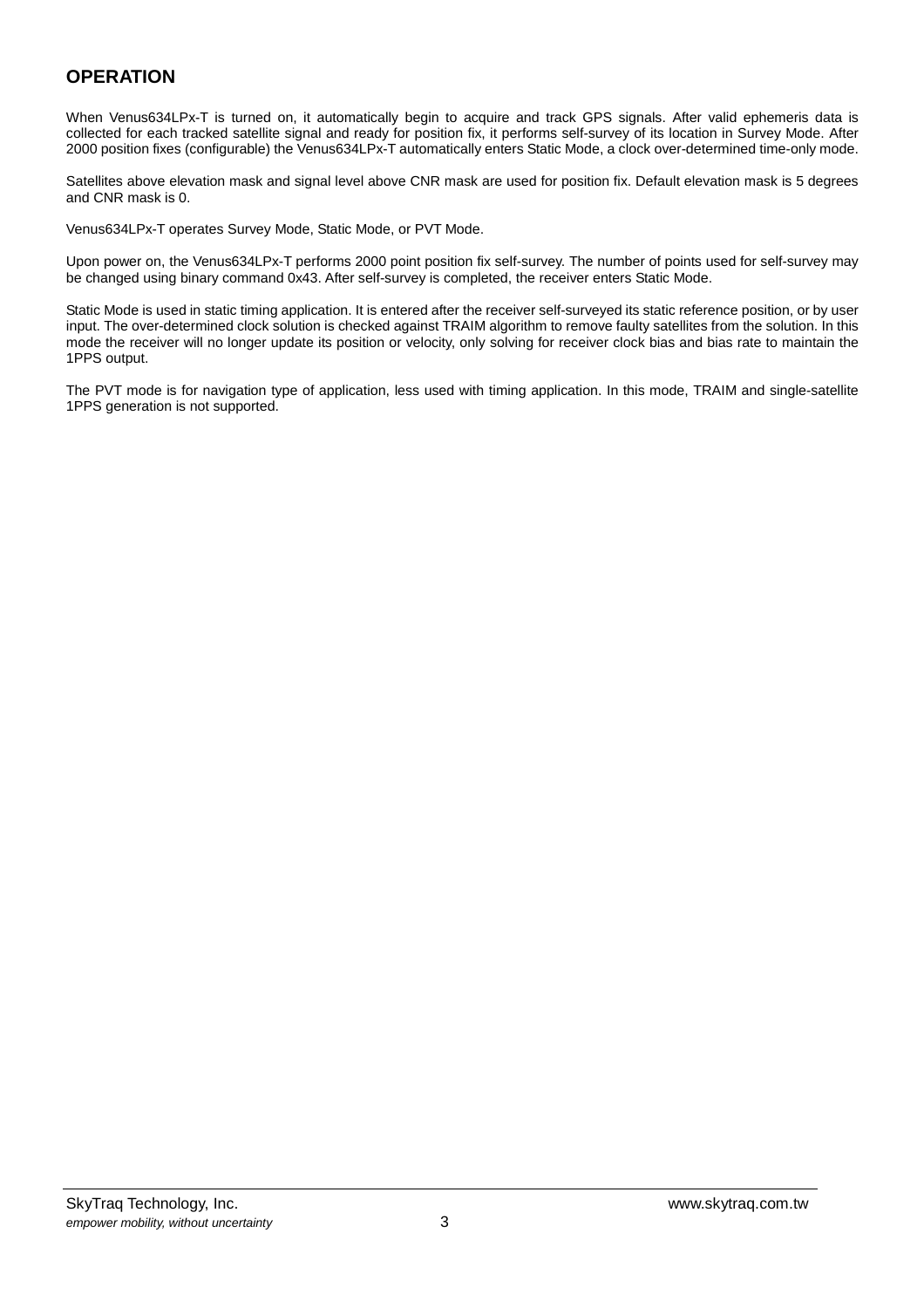## OPERATION

When Venus634LPx-T is turned on, it automatically begin to acquire and track GPS signals. After valid ephemeris data is collected for each tracked satellite signal and ready for position fix, it performs self-survey of its location in Survey Mode. After 2000 position fixes (configurable) the Venus634LPx-T automatically enters Static Mode, a clock over-determined time-only mode.

Satellites above elevation mask and signal level above CNR mask are used for position fix. Default elevation mask is 5 degrees and CNR mask is 0.

Venus634LPx-T operates Survey Mode, Static Mode, or PVT Mode.

Upon power on, the Venus634LPx-T performs 2000 point position fix self-survey. The number of points used for self-survey may be changed using binary command 0x43. After self-survey is completed, the receiver enters Static Mode.

Static Mode is used in static timing application. It is entered after the receiver self-surveyed its static reference position, or by user input. The over-determined clock solution is checked against TRAIM algorithm to remove faulty satellites from the solution. In this mode the receiver will no longer update its position or velocity, only solving for receiver clock bias and bias rate to maintain the 1PPS output.

The PVT mode is for navigation type of application, less used with timing application. In this mode, TRAIM and single-satellite 1PPS generation is not supported.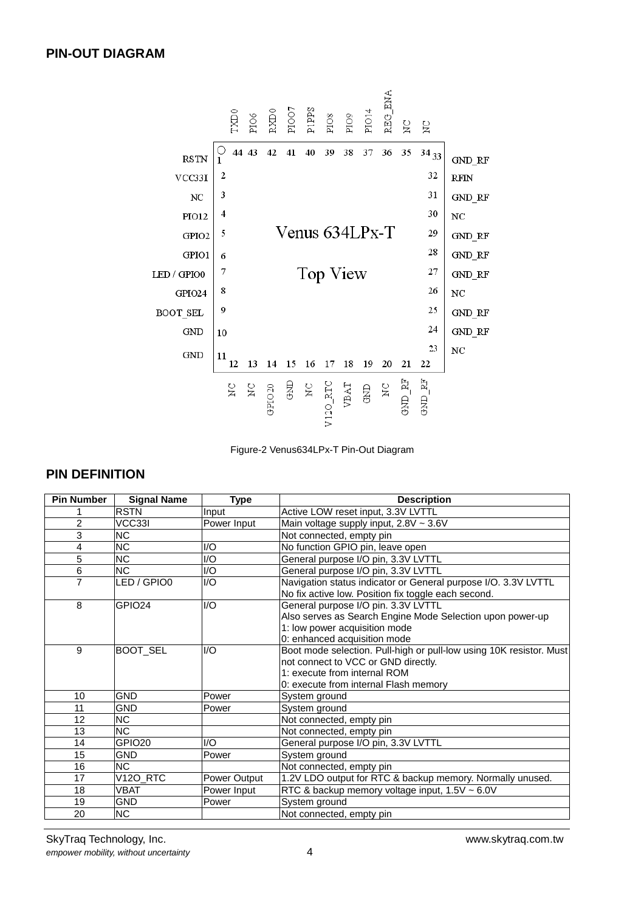## PIN-OUT DIAGRAM

Figure-2 Venus634LPx-T Pin-Out Diagram

## PIN DEFINITION

| Pin Number | Signal Name | Type | Description |
|---|---|---|---|
| 1 | RSTN | Input | Active LOW reset input, 3.3V LVTTL |
| 2 | VCC33I | Power Input | Main voltage supply input, 2.8V ~ 3.6V |
| 3 | NC | | Not connected, empty pin |
| 4 | NC | I/O | No function GPIO pin, leave open |
| 5 | NC | I/O | General purpose I/O pin, 3.3V LVTTL |
| 6 | NC | I/O | General purpose I/O pin, 3.3V LVTTL |
| 7 | LED / GPIO0 | I/O | Navigation status indicator or General purpose I/O. 3.3V LVTTL<br>No fix active low. Position fix toggle each second. |
| 8 | GPIO24 | I/O | General purpose I/O pin. 3.3V LVTTL<br>Also serves as Search Engine Mode Selection upon power-up<br>1: low power acquisition mode<br>0: enhanced acquisition mode |
| 9 | BOOT_SEL | I/O | Boot mode selection. Pull-high or pull-low using 10K resistor. Must not connect to VCC or GND directly.<br>1: execute from internal ROM<br>0: execute from internal Flash memory |
| 10 | GND | Power | System ground |
| 11 | GND | Power | System ground |
| 12 | NC | | Not connected, empty pin |
| 13 | NC | | Not connected, empty pin |
| 14 | GPIO20 | I/O | General purpose I/O pin, 3.3V LVTTL |
| 15 | GND | Power | System ground |
| 16 | NC | | Not connected, empty pin |
| 17 | V12O_RTC | Power Output | 1.2V LDO output for RTC & backup memory. Normally unused. |
| 18 | VBAT | Power Input | RTC & backup memory voltage input, 1.5V ~ 6.0V |
| 19 | GND | Power | System ground |
| 20 | NC | | Not connected, empty pin |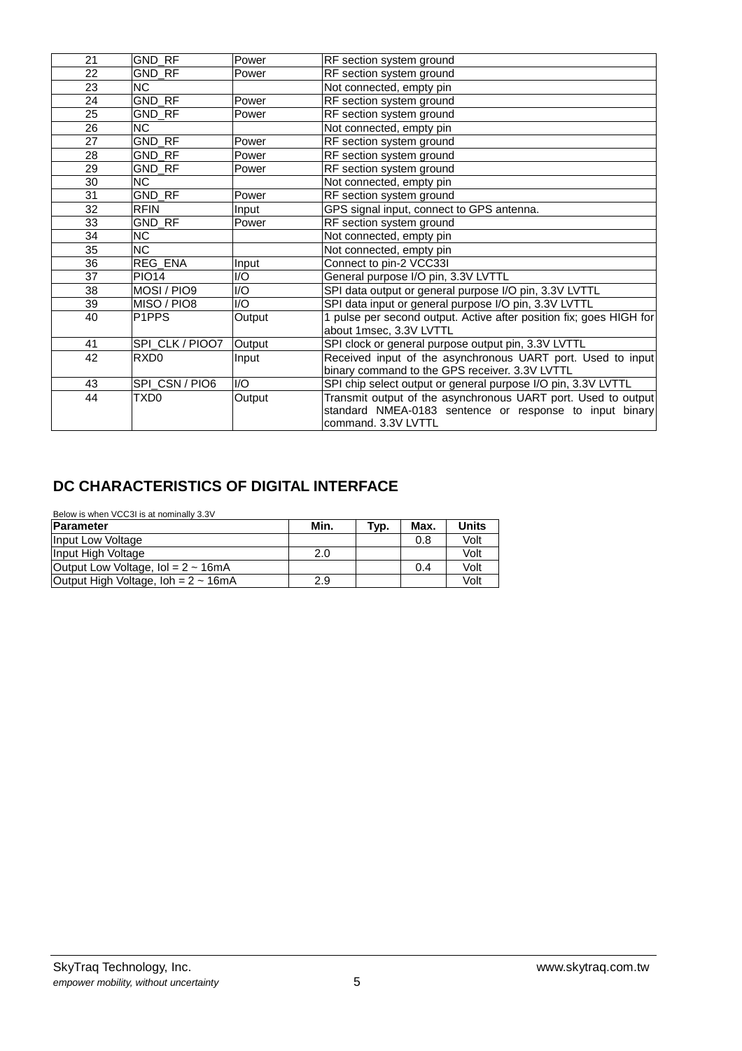| 21 | GND_RF | Power | RF section system ground |
|---|---|---|---|
| 22 | GND_RF | Power | RF section system ground |
| 23 | NC | | Not connected, empty pin |
| 24 | GND_RF | Power | RF section system ground |
| 25 | GND_RF | Power | RF section system ground |
| 26 | NC | | Not connected, empty pin |
| 27 | GND_RF | Power | RF section system ground |
| 28 | GND_RF | Power | RF section system ground |
| 29 | GND_RF | Power | RF section system ground |
| 30 | NC | | Not connected, empty pin |
| 31 | GND_RF | Power | RF section system ground |
| 32 | RFIN | Input | GPS signal input, connect to GPS antenna. |
| 33 | GND_RF | Power | RF section system ground |
| 34 | NC | | Not connected, empty pin |
| 35 | NC | | Not connected, empty pin |
| 36 | REG_ENA | Input | Connect to pin-2 VCC33I |
| 37 | PIO14 | I/O | General purpose I/O pin, 3.3V LVTTL |
| 38 | MOSI / PIO9 | I/O | SPI data output or general purpose I/O pin, 3.3V LVTTL |
| 39 | MISO / PIO8 | I/O | SPI data input or general purpose I/O pin, 3.3V LVTTL |
| 40 | P1PPS | Output | 1 pulse per second output. Active after position fix; goes HIGH for about 1msec, 3.3V LVTTL |
| 41 | SPI_CLK / PIOO7 | Output | SPI clock or general purpose output pin, 3.3V LVTTL |
| 42 | RXD0 | Input | Received input of the asynchronous UART port. Used to input binary command to the GPS receiver. 3.3V LVTTL |
| 43 | SPI_CSN / PIO6 | I/O | SPI chip select output or general purpose I/O pin, 3.3V LVTTL |
| 44 | TXD0 | Output | Transmit output of the asynchronous UART port. Used to output standard NMEA-0183 sentence or response to input binary command. 3.3V LVTTL |

## DC CHARACTERISTICS OF DIGITAL INTERFACE

Below is when VCC3I is at nominally 3.3V

| Parameter | Min. | Typ. | Max. | Units |
|---|---|---|---|---|
| Input Low Voltage | | | 0.8 | Volt |
| Input High Voltage | 2.0 | | | Volt |
| Output Low Voltage, Iol = 2 ~ 16mA | | | 0.4 | Volt |
| Output High Voltage, Ioh = 2 ~ 16mA | 2.9 | | | Volt |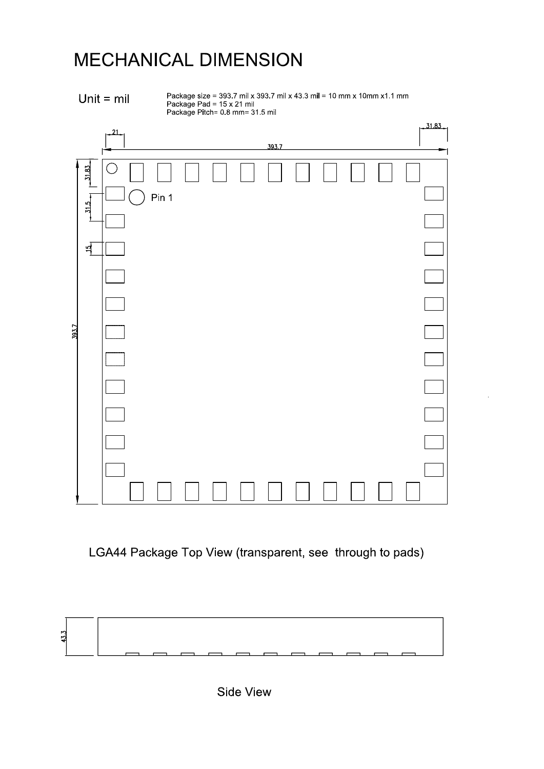# MECHANICAL DIMENSION

Unit = mil

Package size = 393.7 mil x 393.7 mil x 43.3 mil = 10 mm x 10mm x1.1 mm
Package Pad = 15 x 21 mil
Package Pitch= 0.8 mm= 31.5 mil

21

393.7

31.83

31.83

31.5

15

393.7

Pin 1

LGA44 Package Top View (transparent, see through to pads)

43.3

Side View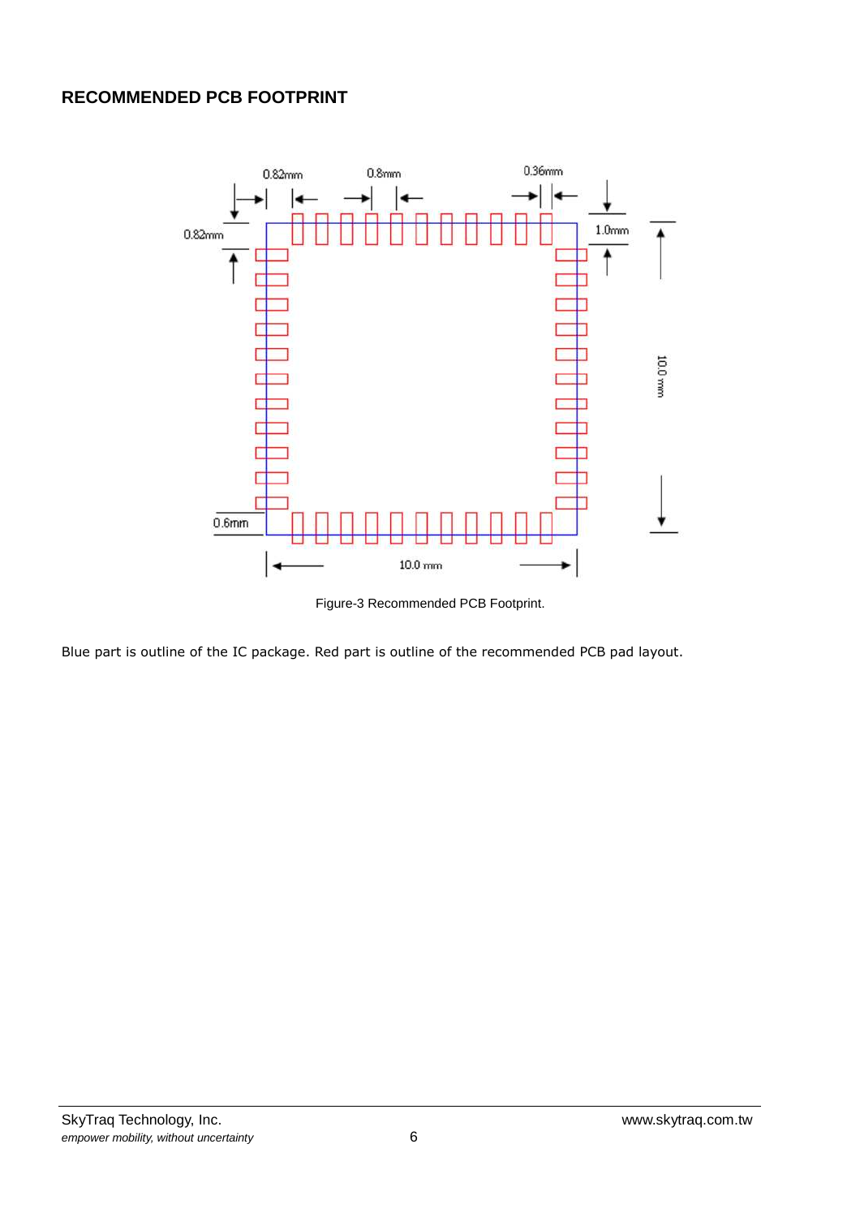## RECOMMENDED PCB FOOTPRINT

Figure-3 Recommended PCB Footprint.

Blue part is outline of the IC package. Red part is outline of the recommended PCB pad layout.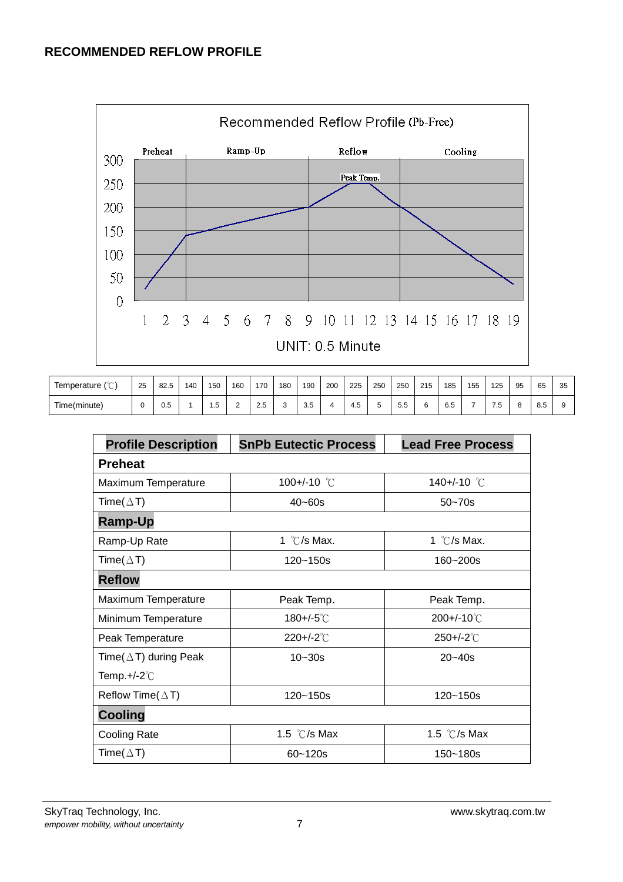## RECOMMENDED REFLOW PROFILE

Recommended Reflow Profile (Pb-Free)

Preheat | Ramp-Up | Reflow | Cooling

Peak Temp.

UNIT: 0.5 Minute

| Temperature (℃) | 25 | 82.5 | 140 | 150 | 160 | 170 | 180 | 190 | 200 | 225 | 250 | 250 | 215 | 185 | 155 | 125 | 95 | 65 | 35 |
|---|---|---|---|---|---|---|---|---|---|---|---|---|---|---|---|---|---|---|---|
| Time(minute) | 0 | 0.5 | 1 | 1.5 | 2 | 2.5 | 3 | 3.5 | 4 | 4.5 | 5 | 5.5 | 6 | 6.5 | 7 | 7.5 | 8 | 8.5 | 9 |

| **Profile Description** | **SnPb Eutectic Process** | **Lead Free Process** |
|---|---|---|
| **Preheat** | | |
| Maximum Temperature | 100+/-10 ℃ | 140+/-10 ℃ |
| Time(△T) | 40~60s | 50~70s |
| **Ramp-Up** | | |
| Ramp-Up Rate | 1 ℃/s Max. | 1 ℃/s Max. |
| Time(△T) | 120~150s | 160~200s |
| **Reflow** | | |
| Maximum Temperature | Peak Temp. | Peak Temp. |
| Minimum Temperature | 180+/-5℃ | 200+/-10℃ |
| Peak Temperature | 220+/-2℃ | 250+/-2℃ |
| Time(△T) during Peak Temp.+/-2℃ | 10~30s | 20~40s |
| Reflow Time(△T) | 120~150s | 120~150s |
| **Cooling** | | |
| Cooling Rate | 1.5 ℃/s Max | 1.5 ℃/s Max |
| Time(△T) | 60~120s | 150~180s |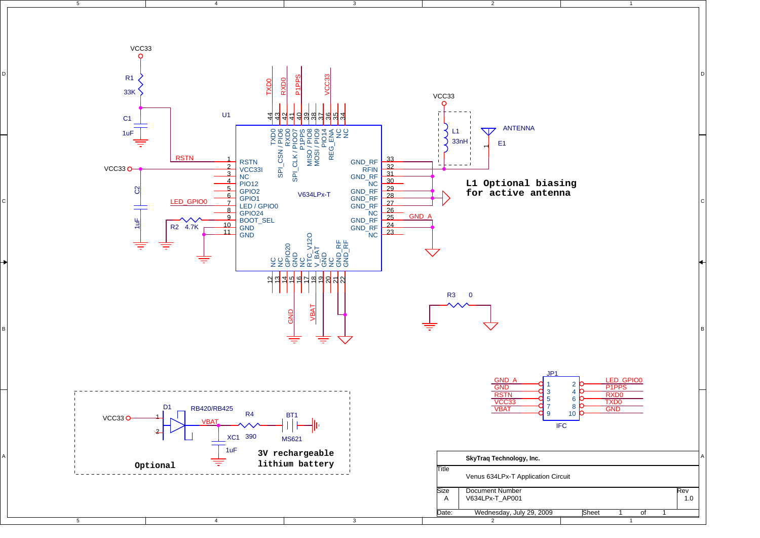U1 — V634LPx-T

L1 Optional biasing for active antenna

3V rechargeable lithium battery

Optional

| SkyTraq Technology, Inc. | | |
|---|---|---|
| Title | Venus 634LPx-T Application Circuit | |
| Size: A | Document Number: V634LPx-T_AP001 | Rev: 1.0 |
| Date: Wednesday, July 29, 2009 | Sheet 1 of 1 | |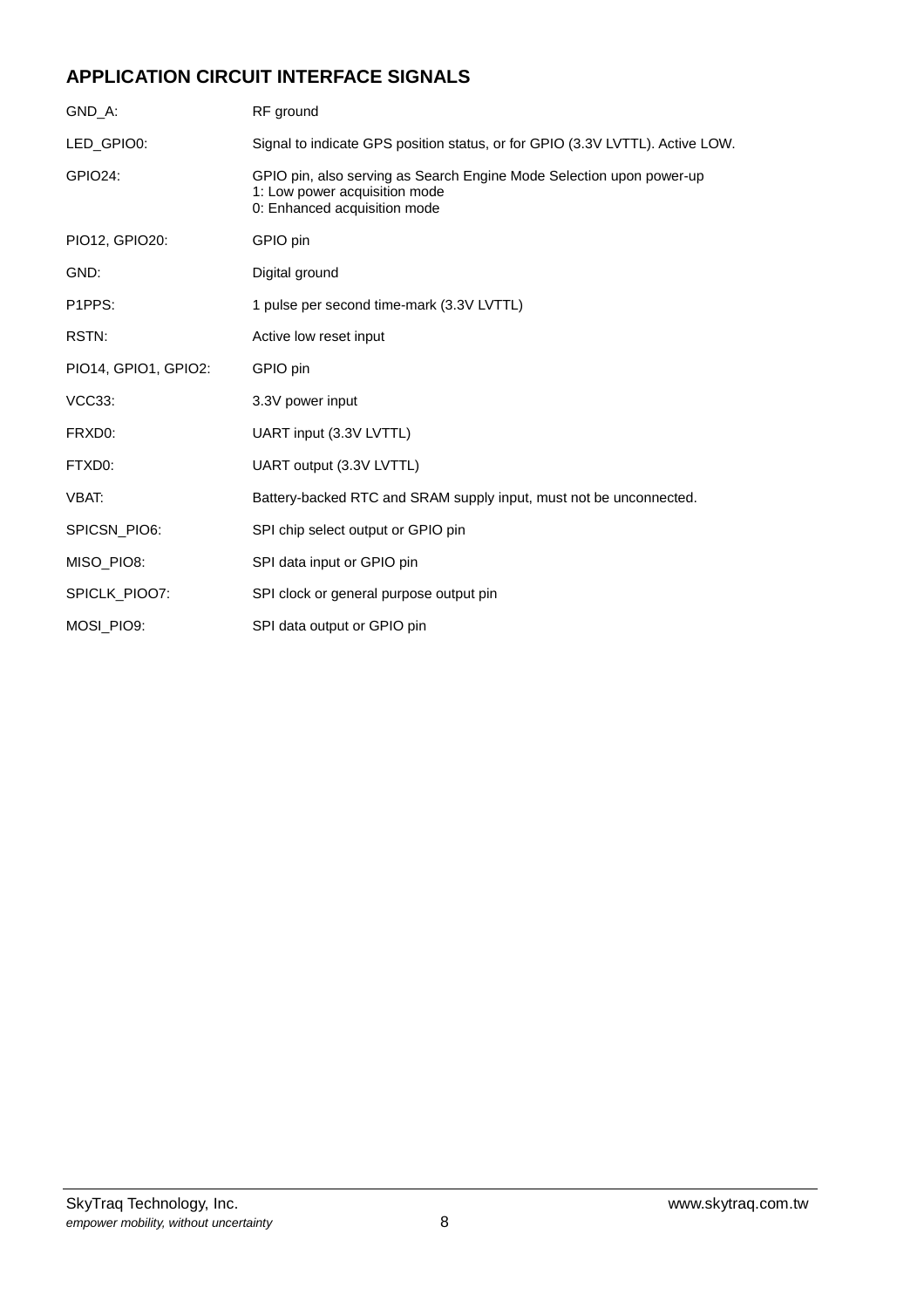## APPLICATION CIRCUIT INTERFACE SIGNALS

GND_A: RF ground

LED_GPIO0: Signal to indicate GPS position status, or for GPIO (3.3V LVTTL). Active LOW.

GPIO24: GPIO pin, also serving as Search Engine Mode Selection upon power-up
1: Low power acquisition mode
0: Enhanced acquisition mode

PIO12, GPIO20: GPIO pin

GND: Digital ground

P1PPS: 1 pulse per second time-mark (3.3V LVTTL)

RSTN: Active low reset input

PIO14, GPIO1, GPIO2: GPIO pin

VCC33: 3.3V power input

FRXD0: UART input (3.3V LVTTL)

FTXD0: UART output (3.3V LVTTL)

VBAT: Battery-backed RTC and SRAM supply input, must not be unconnected.

SPICSN_PIO6: SPI chip select output or GPIO pin

MISO_PIO8: SPI data input or GPIO pin

SPICLK_PIOO7: SPI clock or general purpose output pin

MOSI_PIO9: SPI data output or GPIO pin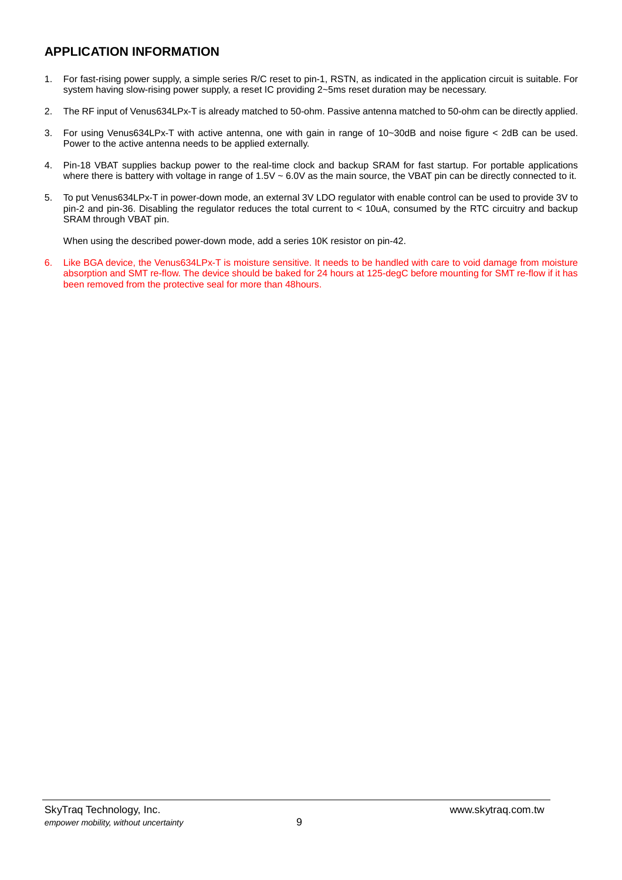## APPLICATION INFORMATION

1. For fast-rising power supply, a simple series R/C reset to pin-1, RSTN, as indicated in the application circuit is suitable. For system having slow-rising power supply, a reset IC providing 2~5ms reset duration may be necessary.

2. The RF input of Venus634LPx-T is already matched to 50-ohm. Passive antenna matched to 50-ohm can be directly applied.

3. For using Venus634LPx-T with active antenna, one with gain in range of 10~30dB and noise figure < 2dB can be used. Power to the active antenna needs to be applied externally.

4. Pin-18 VBAT supplies backup power to the real-time clock and backup SRAM for fast startup. For portable applications where there is battery with voltage in range of 1.5V ~ 6.0V as the main source, the VBAT pin can be directly connected to it.

5. To put Venus634LPx-T in power-down mode, an external 3V LDO regulator with enable control can be used to provide 3V to pin-2 and pin-36. Disabling the regulator reduces the total current to < 10uA, consumed by the RTC circuitry and backup SRAM through VBAT pin.

   When using the described power-down mode, add a series 10K resistor on pin-42.

6. Like BGA device, the Venus634LPx-T is moisture sensitive. It needs to be handled with care to void damage from moisture absorption and SMT re-flow. The device should be baked for 24 hours at 125-degC before mounting for SMT re-flow if it has been removed from the protective seal for more than 48hours.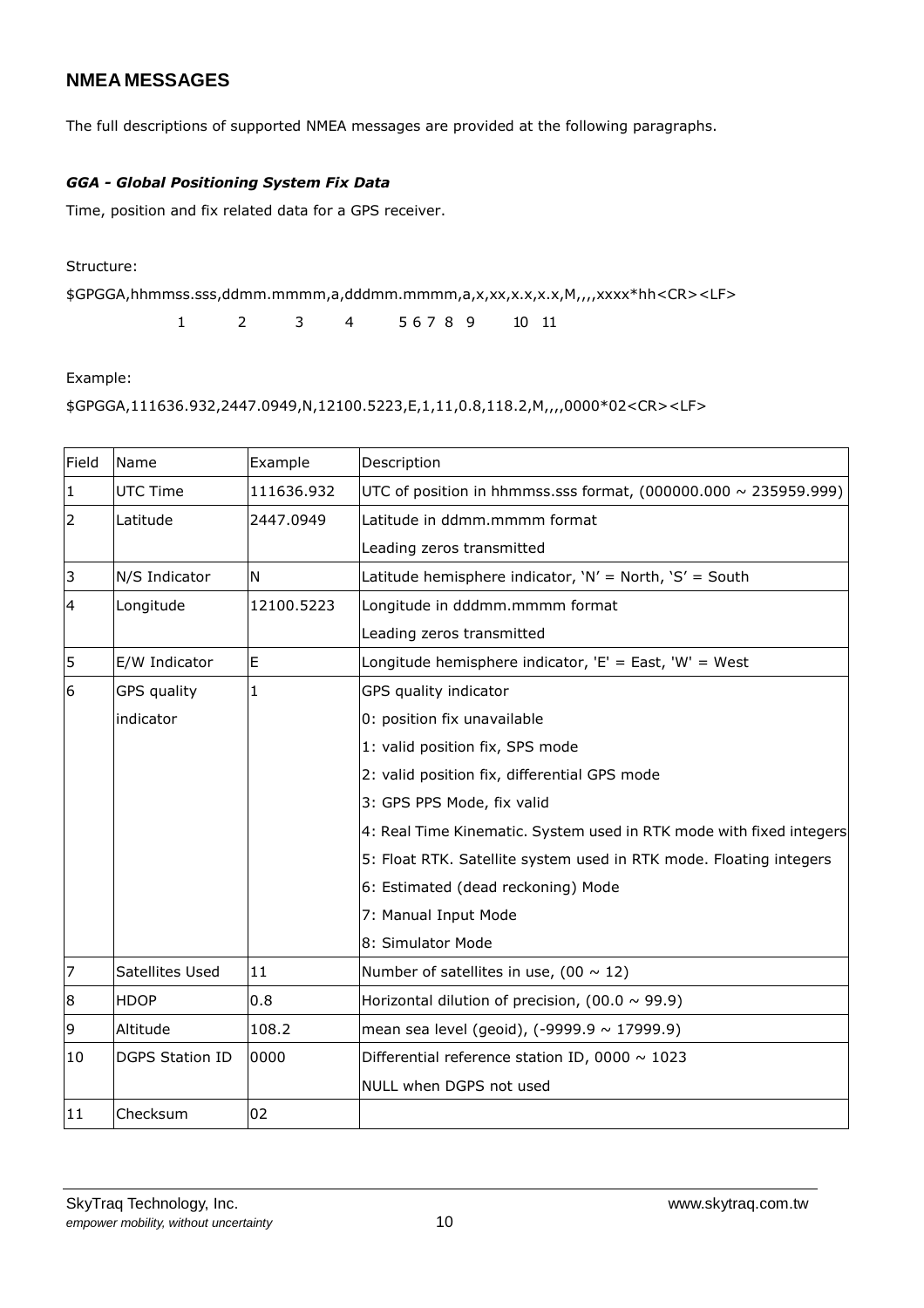## NMEA MESSAGES

The full descriptions of supported NMEA messages are provided at the following paragraphs.

### *GGA - Global Positioning System Fix Data*

Time, position and fix related data for a GPS receiver.

Structure:

```
$GPGGA,hhmmss.sss,ddmm.mmmm,a,dddmm.mmmm,a,x,xx,x.x,x.x,M,,,,xxxx*hh<CR><LF>
              1         2        3      4        5 6 7 8  9       10  11
```

Example:

```
$GPGGA,111636.932,2447.0949,N,12100.5223,E,1,11,0.8,118.2,M,,,,0000*02<CR><LF>
```

| Field | Name | Example | Description |
|---|---|---|---|
| 1 | UTC Time | 111636.932 | UTC of position in hhmmss.sss format, (000000.000 ~ 235959.999) |
| 2 | Latitude | 2447.0949 | Latitude in ddmm.mmmm format<br>Leading zeros transmitted |
| 3 | N/S Indicator | N | Latitude hemisphere indicator, ‘N’ = North, ‘S’ = South |
| 4 | Longitude | 12100.5223 | Longitude in dddmm.mmmm format<br>Leading zeros transmitted |
| 5 | E/W Indicator | E | Longitude hemisphere indicator, 'E' = East, 'W' = West |
| 6 | GPS quality indicator | 1 | GPS quality indicator<br>0: position fix unavailable<br>1: valid position fix, SPS mode<br>2: valid position fix, differential GPS mode<br>3: GPS PPS Mode, fix valid<br>4: Real Time Kinematic. System used in RTK mode with fixed integers<br>5: Float RTK. Satellite system used in RTK mode. Floating integers<br>6: Estimated (dead reckoning) Mode<br>7: Manual Input Mode<br>8: Simulator Mode |
| 7 | Satellites Used | 11 | Number of satellites in use, (00 ~ 12) |
| 8 | HDOP | 0.8 | Horizontal dilution of precision, (00.0 ~ 99.9) |
| 9 | Altitude | 108.2 | mean sea level (geoid), (-9999.9 ~ 17999.9) |
| 10 | DGPS Station ID | 0000 | Differential reference station ID, 0000 ~ 1023<br>NULL when DGPS not used |
| 11 | Checksum | 02 | |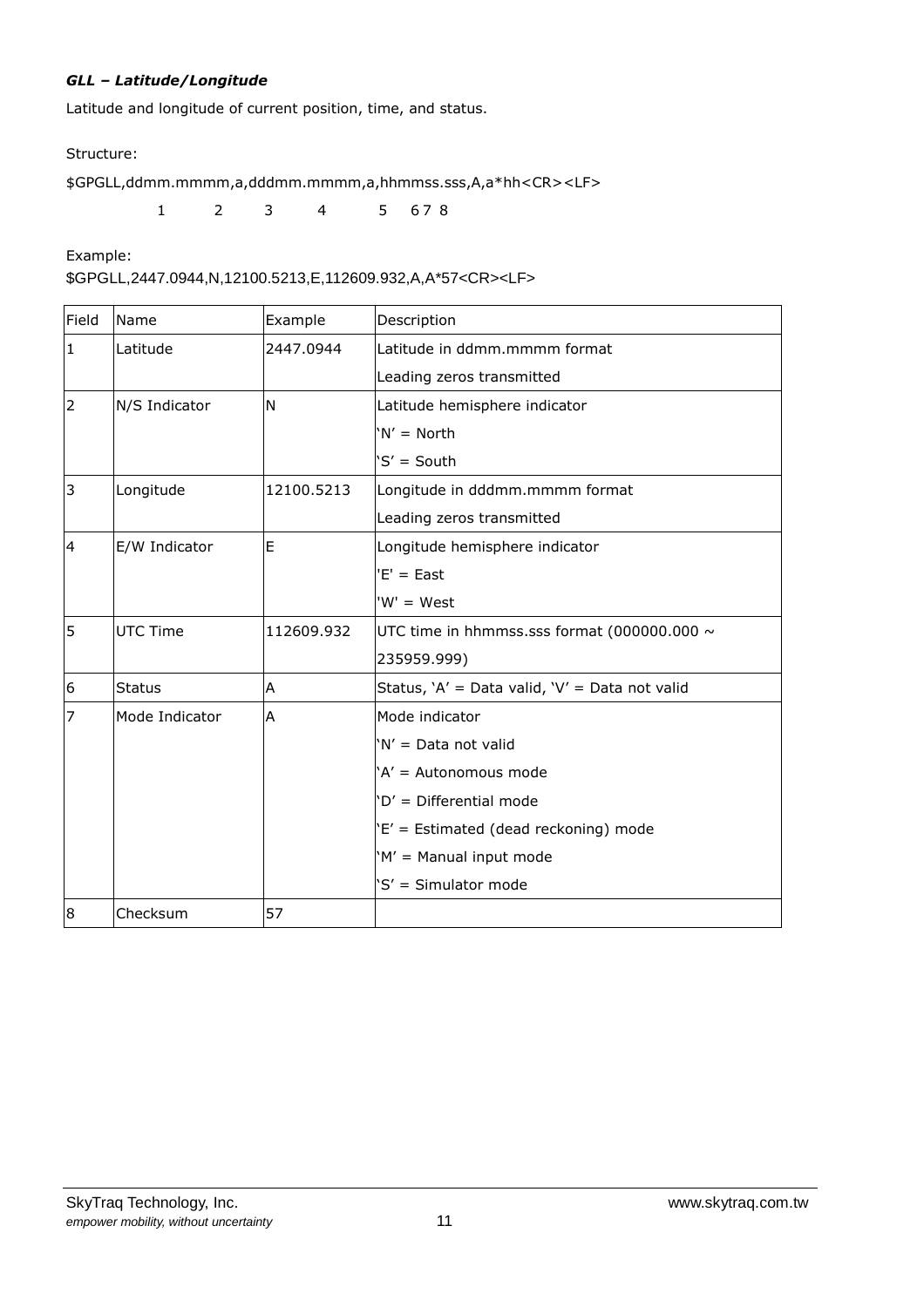***GLL – Latitude/Longitude***

Latitude and longitude of current position, time, and status.

Structure:

```
$GPGLL,ddmm.mmmm,a,dddmm.mmmm,a,hhmmss.sss,A,a*hh<CR><LF>
           1        2      3        4         5     6 7 8
```

Example:

$GPGLL,2447.0944,N,12100.5213,E,112609.932,A,A*57<CR><LF>

| Field | Name | Example | Description |
|---|---|---|---|
| 1 | Latitude | 2447.0944 | Latitude in ddmm.mmmm format<br>Leading zeros transmitted |
| 2 | N/S Indicator | N | Latitude hemisphere indicator<br>'N' = North<br>'S' = South |
| 3 | Longitude | 12100.5213 | Longitude in dddmm.mmmm format<br>Leading zeros transmitted |
| 4 | E/W Indicator | E | Longitude hemisphere indicator<br>'E' = East<br>'W' = West |
| 5 | UTC Time | 112609.932 | UTC time in hhmmss.sss format (000000.000 ~ 235959.999) |
| 6 | Status | A | Status, 'A' = Data valid, 'V' = Data not valid |
| 7 | Mode Indicator | A | Mode indicator<br>'N' = Data not valid<br>'A' = Autonomous mode<br>'D' = Differential mode<br>'E' = Estimated (dead reckoning) mode<br>'M' = Manual input mode<br>'S' = Simulator mode |
| 8 | Checksum | 57 | |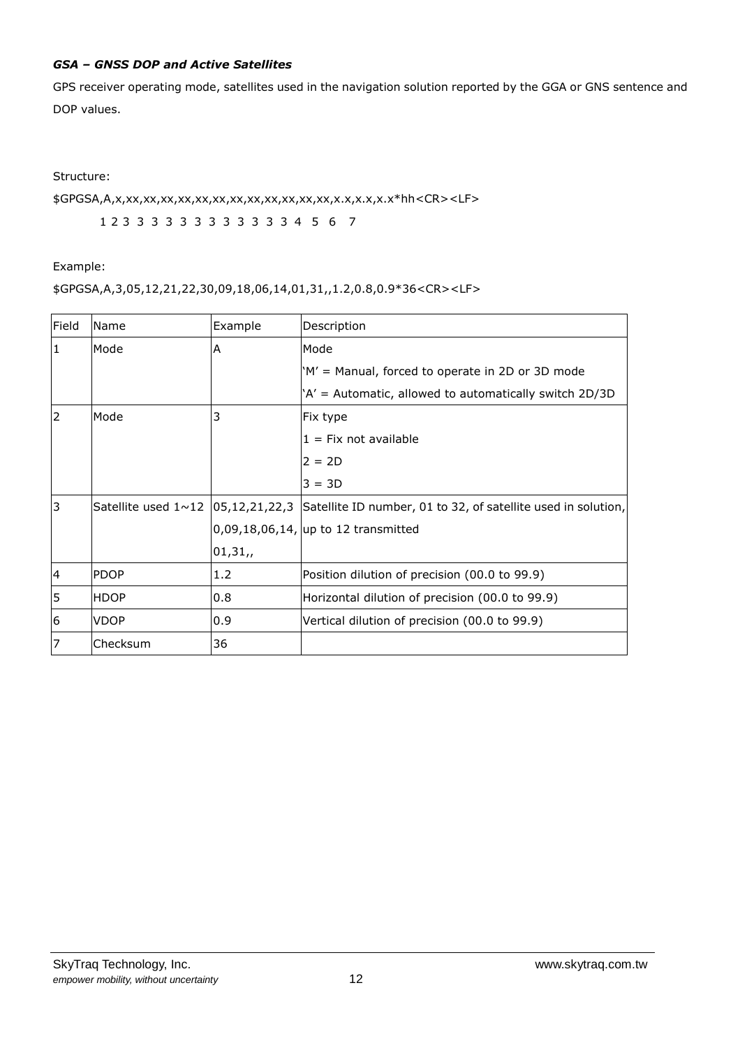***GSA – GNSS DOP and Active Satellites***

GPS receiver operating mode, satellites used in the navigation solution reported by the GGA or GNS sentence and DOP values.

Structure:

```
$GPGSA,A,x,xx,xx,xx,xx,xx,xx,xx,xx,xx,xx,xx,xx,x.x,x.x,x.x*hh<CR><LF>
       1 2 3  3  3  3  3  3  3  3  3  3  3  3  4   5   6   7
```

Example:

$GPGSA,A,3,05,12,21,22,30,09,18,06,14,01,31,,1.2,0.8,0.9*36<CR><LF>

| Field | Name | Example | Description |
|---|---|---|---|
| 1 | Mode | A | Mode<br>'M' = Manual, forced to operate in 2D or 3D mode<br>'A' = Automatic, allowed to automatically switch 2D/3D |
| 2 | Mode | 3 | Fix type<br>1 = Fix not available<br>2 = 2D<br>3 = 3D |
| 3 | Satellite used 1~12 | 05,12,21,22,30,09,18,06,14,01,31,, | Satellite ID number, 01 to 32, of satellite used in solution, up to 12 transmitted |
| 4 | PDOP | 1.2 | Position dilution of precision (00.0 to 99.9) |
| 5 | HDOP | 0.8 | Horizontal dilution of precision (00.0 to 99.9) |
| 6 | VDOP | 0.9 | Vertical dilution of precision (00.0 to 99.9) |
| 7 | Checksum | 36 | |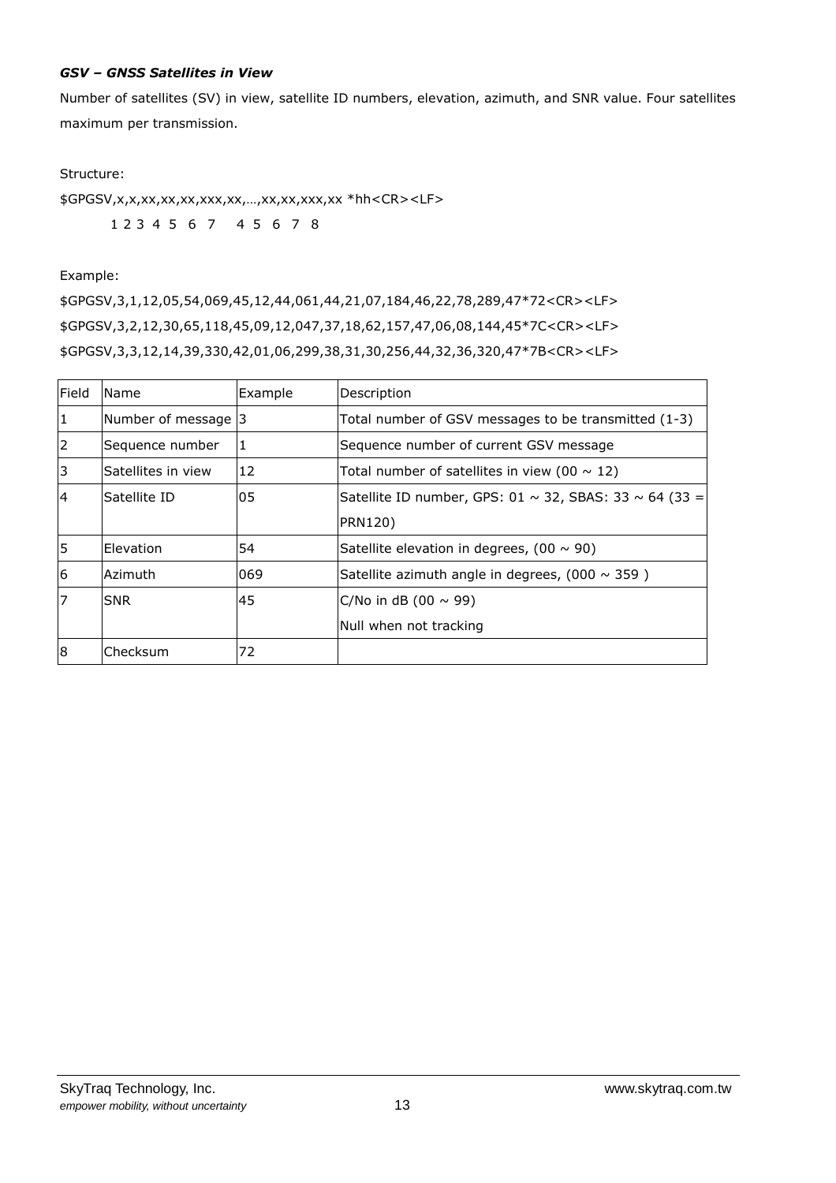***GSV – GNSS Satellites in View***

Number of satellites (SV) in view, satellite ID numbers, elevation, azimuth, and SNR value. Four satellites maximum per transmission.

Structure:

```
$GPGSV,x,x,xx,xx,xx,xxx,xx,…,xx,xx,xxx,xx *hh<CR><LF>
       1 2 3  4  5  6   7     4  5  6   7   8
```

Example:

```
$GPGSV,3,1,12,05,54,069,45,12,44,061,44,21,07,184,46,22,78,289,47*72<CR><LF>
$GPGSV,3,2,12,30,65,118,45,09,12,047,37,18,62,157,47,06,08,144,45*7C<CR><LF>
$GPGSV,3,3,12,14,39,330,42,01,06,299,38,31,30,256,44,32,36,320,47*7B<CR><LF>
```

| Field | Name | Example | Description |
|---|---|---|---|
| 1 | Number of message | 3 | Total number of GSV messages to be transmitted (1-3) |
| 2 | Sequence number | 1 | Sequence number of current GSV message |
| 3 | Satellites in view | 12 | Total number of satellites in view (00 ~ 12) |
| 4 | Satellite ID | 05 | Satellite ID number, GPS: 01 ~ 32, SBAS: 33 ~ 64 (33 = PRN120) |
| 5 | Elevation | 54 | Satellite elevation in degrees, (00 ~ 90) |
| 6 | Azimuth | 069 | Satellite azimuth angle in degrees, (000 ~ 359 ) |
| 7 | SNR | 45 | C/No in dB (00 ~ 99)<br>Null when not tracking |
| 8 | Checksum | 72 | |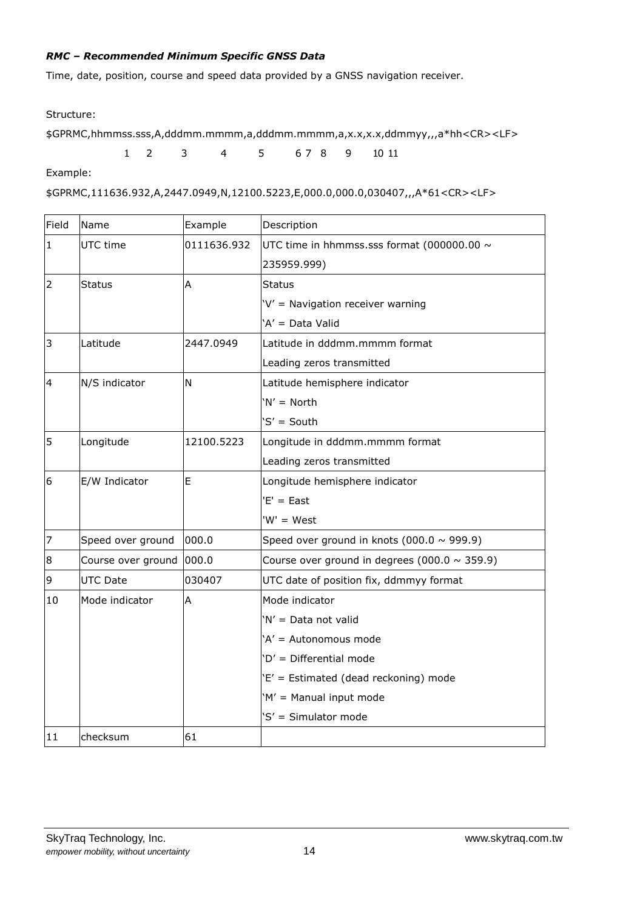***RMC – Recommended Minimum Specific GNSS Data***

Time, date, position, course and speed data provided by a GNSS navigation receiver.

Structure:

```
$GPRMC,hhmmss.sss,A,dddmm.mmmm,a,dddmm.mmmm,a,x.x,x.x,ddmmyy,,,a*hh<CR><LF>
            1     2       3       4       5       6 7  8      9   10 11
```

Example:

```
$GPRMC,111636.932,A,2447.0949,N,12100.5223,E,000.0,000.0,030407,,,A*61<CR><LF>
```

| Field | Name | Example | Description |
|---|---|---|---|
| 1 | UTC time | 0111636.932 | UTC time in hhmmss.sss format (000000.00 ~ 235959.999) |
| 2 | Status | A | Status<br>'V' = Navigation receiver warning<br>'A' = Data Valid |
| 3 | Latitude | 2447.0949 | Latitude in dddmm.mmmm format<br>Leading zeros transmitted |
| 4 | N/S indicator | N | Latitude hemisphere indicator<br>'N' = North<br>'S' = South |
| 5 | Longitude | 12100.5223 | Longitude in dddmm.mmmm format<br>Leading zeros transmitted |
| 6 | E/W Indicator | E | Longitude hemisphere indicator<br>'E' = East<br>'W' = West |
| 7 | Speed over ground | 000.0 | Speed over ground in knots (000.0 ~ 999.9) |
| 8 | Course over ground | 000.0 | Course over ground in degrees (000.0 ~ 359.9) |
| 9 | UTC Date | 030407 | UTC date of position fix, ddmmyy format |
| 10 | Mode indicator | A | Mode indicator<br>'N' = Data not valid<br>'A' = Autonomous mode<br>'D' = Differential mode<br>'E' = Estimated (dead reckoning) mode<br>'M' = Manual input mode<br>'S' = Simulator mode |
| 11 | checksum | 61 | |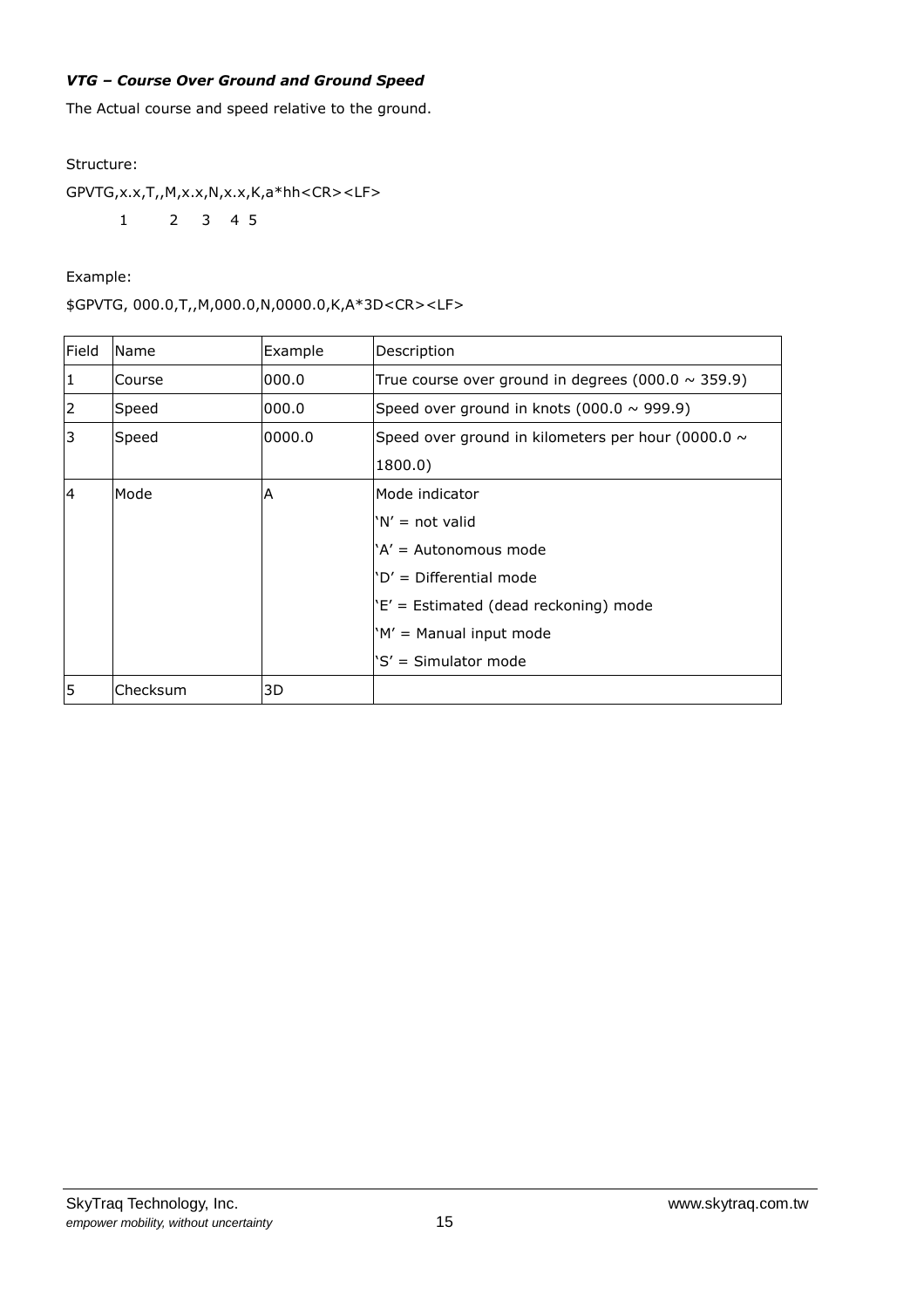***VTG – Course Over Ground and Ground Speed***

The Actual course and speed relative to the ground.

Structure:

GPVTG,x.x,T,,M,x.x,N,x.x,K,a*hh<CR><LF>

```
        1       2    3   4  5
```

Example:

$GPVTG, 000.0,T,,M,000.0,N,0000.0,K,A*3D<CR><LF>

| Field | Name | Example | Description |
|---|---|---|---|
| 1 | Course | 000.0 | True course over ground in degrees (000.0 ~ 359.9) |
| 2 | Speed | 000.0 | Speed over ground in knots (000.0 ~ 999.9) |
| 3 | Speed | 0000.0 | Speed over ground in kilometers per hour (0000.0 ~ 1800.0) |
| 4 | Mode | A | Mode indicator<br>'N' = not valid<br>'A' = Autonomous mode<br>'D' = Differential mode<br>'E' = Estimated (dead reckoning) mode<br>'M' = Manual input mode<br>'S' = Simulator mode |
| 5 | Checksum | 3D | |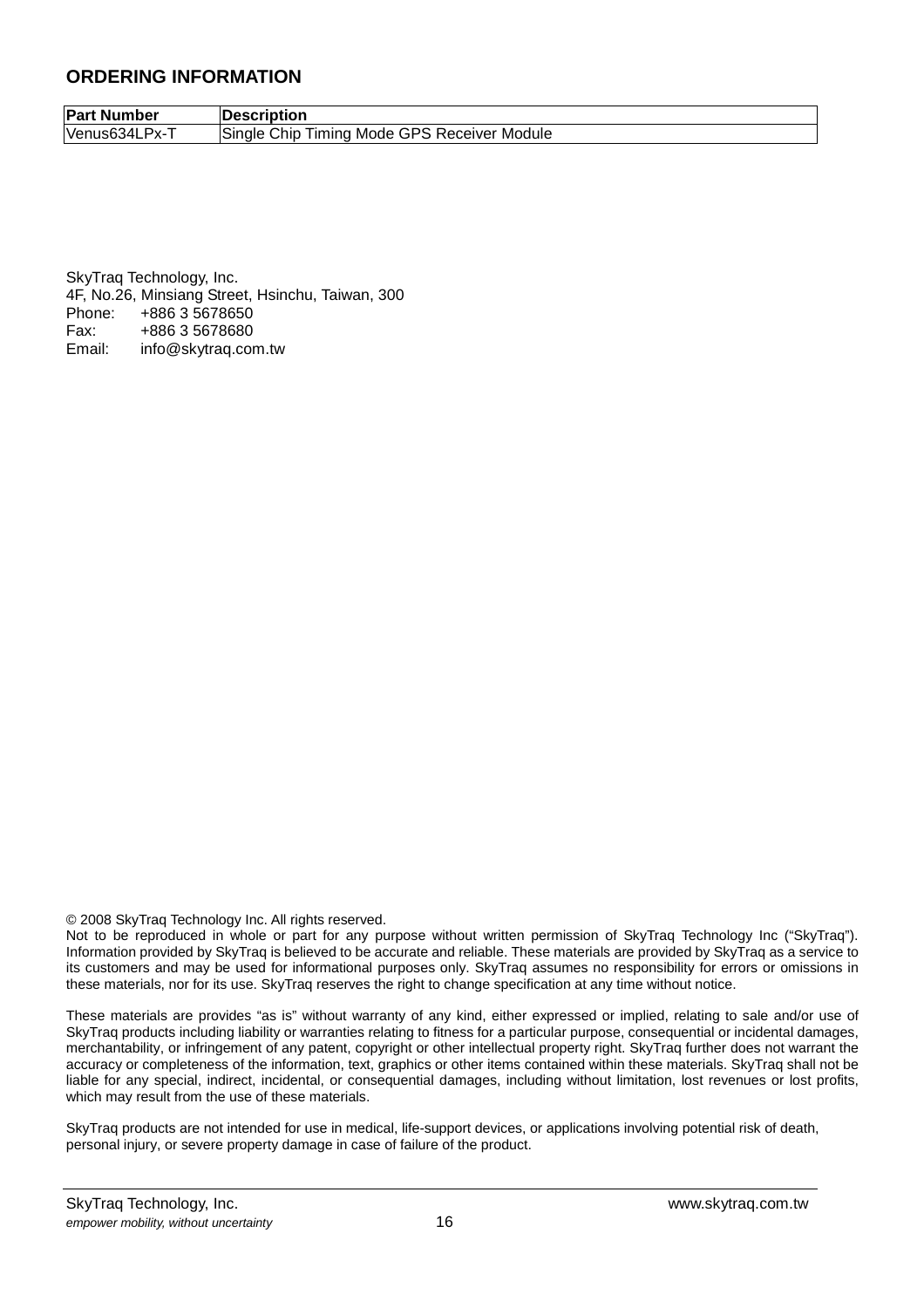## ORDERING INFORMATION

| Part Number | Description |
|---|---|
| Venus634LPx-T | Single Chip Timing Mode GPS Receiver Module |

SkyTraq Technology, Inc.
4F, No.26, Minsiang Street, Hsinchu, Taiwan, 300
Phone: +886 3 5678650
Fax: +886 3 5678680
Email: info@skytraq.com.tw

© 2008 SkyTraq Technology Inc. All rights reserved.
Not to be reproduced in whole or part for any purpose without written permission of SkyTraq Technology Inc (“SkyTraq”). Information provided by SkyTraq is believed to be accurate and reliable. These materials are provided by SkyTraq as a service to its customers and may be used for informational purposes only. SkyTraq assumes no responsibility for errors or omissions in these materials, nor for its use. SkyTraq reserves the right to change specification at any time without notice.

These materials are provides “as is” without warranty of any kind, either expressed or implied, relating to sale and/or use of SkyTraq products including liability or warranties relating to fitness for a particular purpose, consequential or incidental damages, merchantability, or infringement of any patent, copyright or other intellectual property right. SkyTraq further does not warrant the accuracy or completeness of the information, text, graphics or other items contained within these materials. SkyTraq shall not be liable for any special, indirect, incidental, or consequential damages, including without limitation, lost revenues or lost profits, which may result from the use of these materials.

SkyTraq products are not intended for use in medical, life-support devices, or applications involving potential risk of death, personal injury, or severe property damage in case of failure of the product.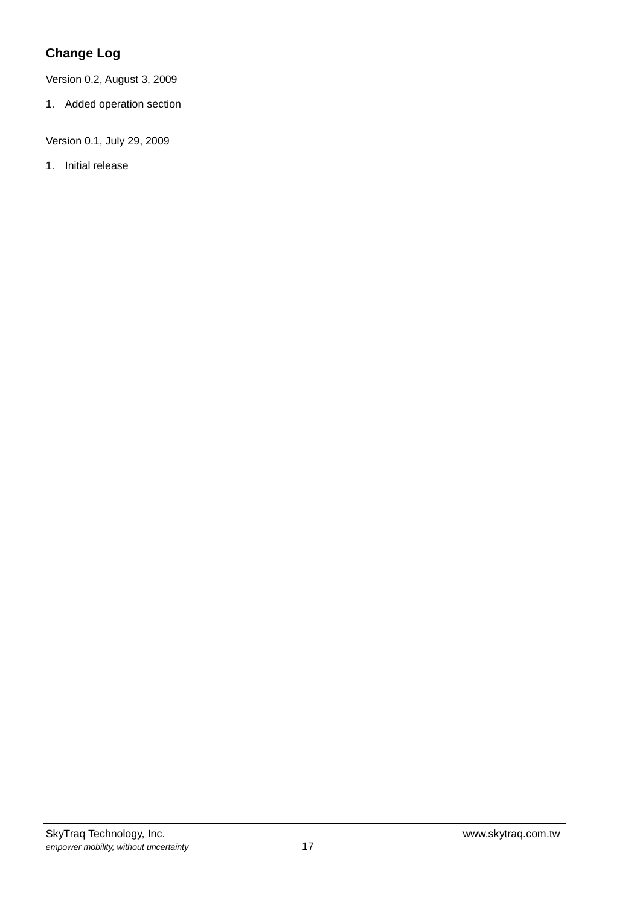## Change Log

Version 0.2, August 3, 2009

1. Added operation section

Version 0.1, July 29, 2009

1. Initial release